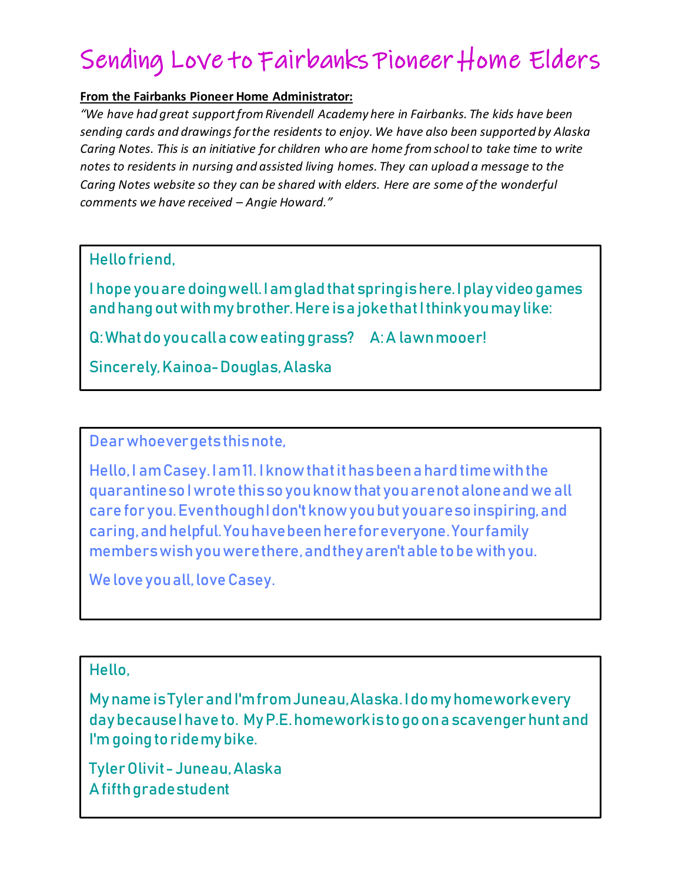# Sending Love to Fairbanks Pioneer Home Elders

**From the Fairbanks Pioneer Home Administrator:**

*"We have had great support from Rivendell Academy here in Fairbanks. The kids have been sending cards and drawings for the residents to enjoy. We have also been supported by Alaska Caring Notes. This is an initiative for children who are home from school to take time to write notes to residents in nursing and assisted living homes. They can upload a message to the Caring Notes website so they can be shared with elders. Here are some of the wonderful comments we have received – Angie Howard."*

---

Hello friend,

I hope you are doing well. I am glad that spring is here. I play video games and hang out with my brother. Here is a joke that I think you may like:

Q: What do you call a cow eating grass? A: A lawn mooer!

Sincerely, Kainoa- Douglas, Alaska

---

Dear whoever gets this note,

Hello, I am Casey. I am 11. I know that it has been a hard time with the quarantine so I wrote this so you know that you are not alone and we all care for you. Even though I don't know you but you are so inspiring, and caring, and helpful. You have been here for everyone. Your family members wish you were there, and they aren't able to be with you.

We love you all, love Casey.

---

Hello,

My name is Tyler and I'm from Juneau, Alaska. I do my homework every day because I have to. My P.E. homework is to go on a scavenger hunt and I'm going to ride my bike.

Tyler Olivit - Juneau, Alaska
A fifth grade student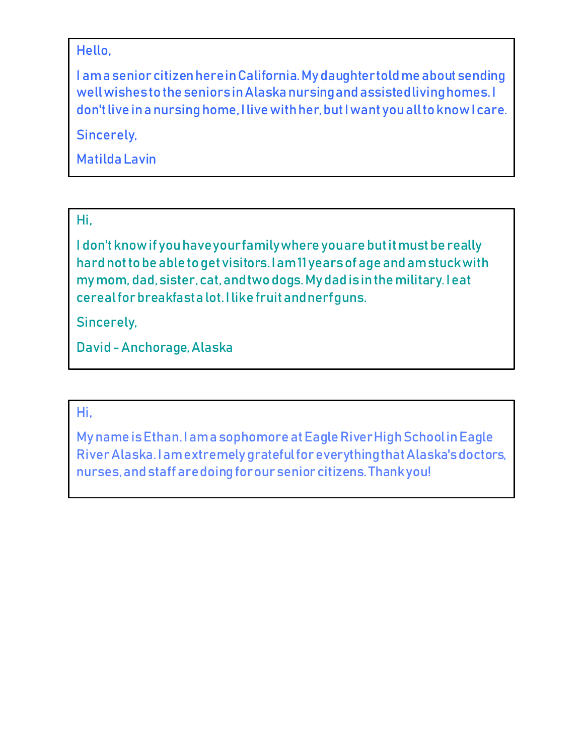Hello,

I am a senior citizen here in California. My daughter told me about sending well wishes to the seniors in Alaska nursing and assisted living homes. I don't live in a nursing home, I live with her, but I want you all to know I care.

Sincerely,

Matilda Lavin

---

Hi,

I don't know if you have your family where you are but it must be really hard not to be able to get visitors. I am 11 years of age and am stuck with my mom, dad, sister, cat, and two dogs. My dad is in the military. I eat cereal for breakfast a lot. I like fruit and nerf guns.

Sincerely,

David - Anchorage, Alaska

---

Hi,

My name is Ethan. I am a sophomore at Eagle River High School in Eagle River Alaska. I am extremely grateful for everything that Alaska's doctors, nurses, and staff are doing for our senior citizens. Thank you!